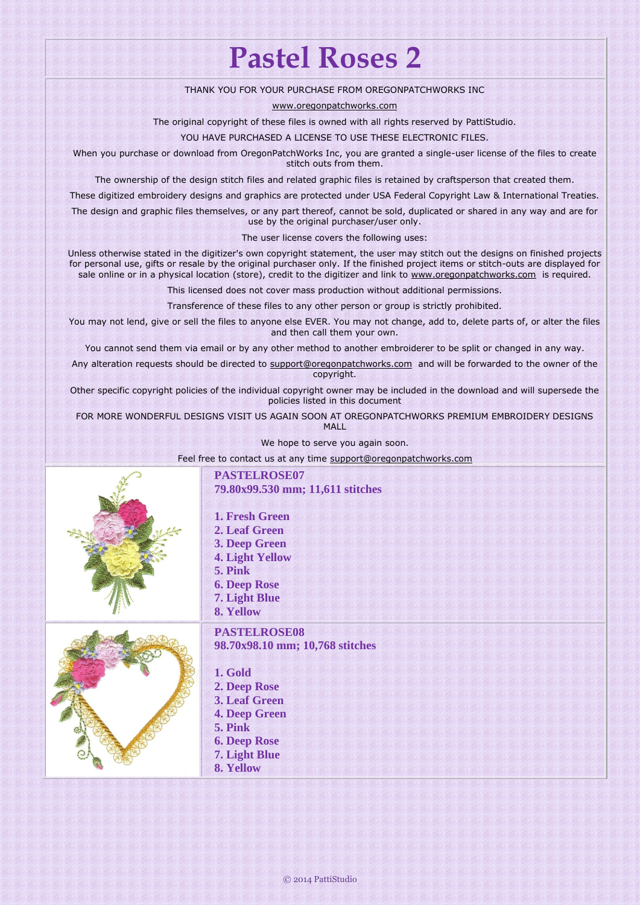# Pastel Roses 2

THANK YOU FOR YOUR PURCHASE FROM OREGONPATCHWORKS INC

www.oregonpatchworks.com

The original copyright of these files is owned with all rights reserved by PattiStudio.

YOU HAVE PURCHASED A LICENSE TO USE THESE ELECTRONIC FILES.

When you purchase or download from OregonPatchWorks Inc, you are granted a single-user license of the files to create stitch outs from them.

The ownership of the design stitch files and related graphic files is retained by craftsperson that created them.

These digitized embroidery designs and graphics are protected under USA Federal Copyright Law & International Treaties.

The design and graphic files themselves, or any part thereof, cannot be sold, duplicated or shared in any way and are for use by the original purchaser/user only.

The user license covers the following uses:

Unless otherwise stated in the digitizer's own copyright statement, the user may stitch out the designs on finished projects for personal use, gifts or resale by the original purchaser only. If the finished project items or stitch-outs are displayed for sale online or in a physical location (store), credit to the digitizer and link to www.oregonpatchworks.com is required.

This licensed does not cover mass production without additional permissions.

Transference of these files to any other person or group is strictly prohibited.

You may not lend, give or sell the files to anyone else EVER. You may not change, add to, delete parts of, or alter the files and then call them your own.

You cannot send them via email or by any other method to another embroiderer to be split or changed in any way.

Any alteration requests should be directed to support@oregonpatchworks.com and will be forwarded to the owner of the copyright.

Other specific copyright policies of the individual copyright owner may be included in the download and will supersede the policies listed in this document

FOR MORE WONDERFUL DESIGNS VISIT US AGAIN SOON AT OREGONPATCHWORKS PREMIUM EMBROIDERY DESIGNS MALL

We hope to serve you again soon.

Feel free to contact us at any time support@oregonpatchworks.com

**PASTELROSE07**
**79.80x99.530 mm; 11,611 stitches**

1. Fresh Green
2. Leaf Green
3. Deep Green
4. Light Yellow
5. Pink
6. Deep Rose
7. Light Blue
8. Yellow

**PASTELROSE08**
**98.70x98.10 mm; 10,768 stitches**

1. Gold
2. Deep Rose
3. Leaf Green
4. Deep Green
5. Pink
6. Deep Rose
7. Light Blue
8. Yellow

© 2014 PattiStudio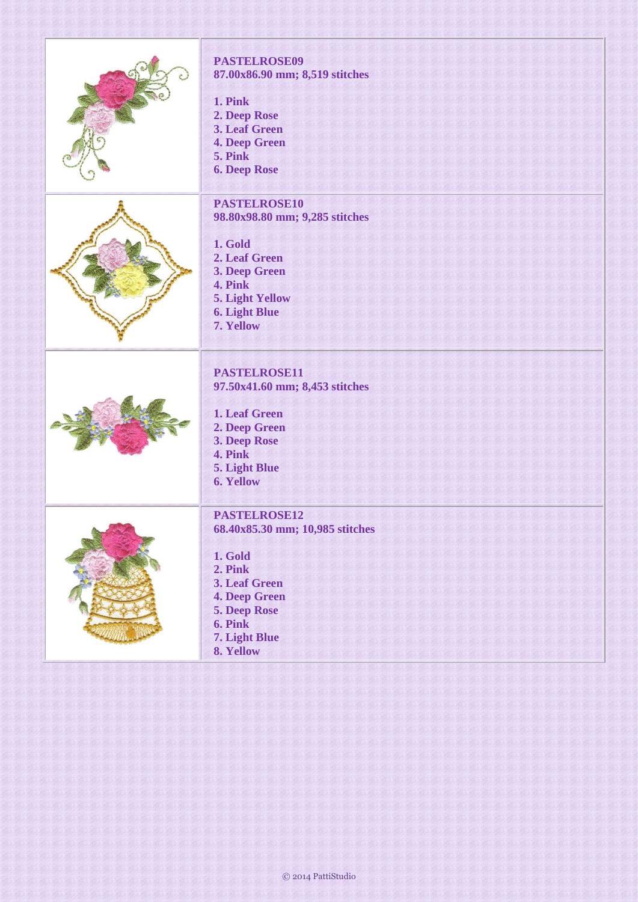**PASTELROSE09**
**87.00x86.90 mm; 8,519 stitches**

1. Pink
2. Deep Rose
3. Leaf Green
4. Deep Green
5. Pink
6. Deep Rose

**PASTELROSE10**
**98.80x98.80 mm; 9,285 stitches**

1. Gold
2. Leaf Green
3. Deep Green
4. Pink
5. Light Yellow
6. Light Blue
7. Yellow

**PASTELROSE11**
**97.50x41.60 mm; 8,453 stitches**

1. Leaf Green
2. Deep Green
3. Deep Rose
4. Pink
5. Light Blue
6. Yellow

**PASTELROSE12**
**68.40x85.30 mm; 10,985 stitches**

1. Gold
2. Pink
3. Leaf Green
4. Deep Green
5. Deep Rose
6. Pink
7. Light Blue
8. Yellow

© 2014 PattiStudio